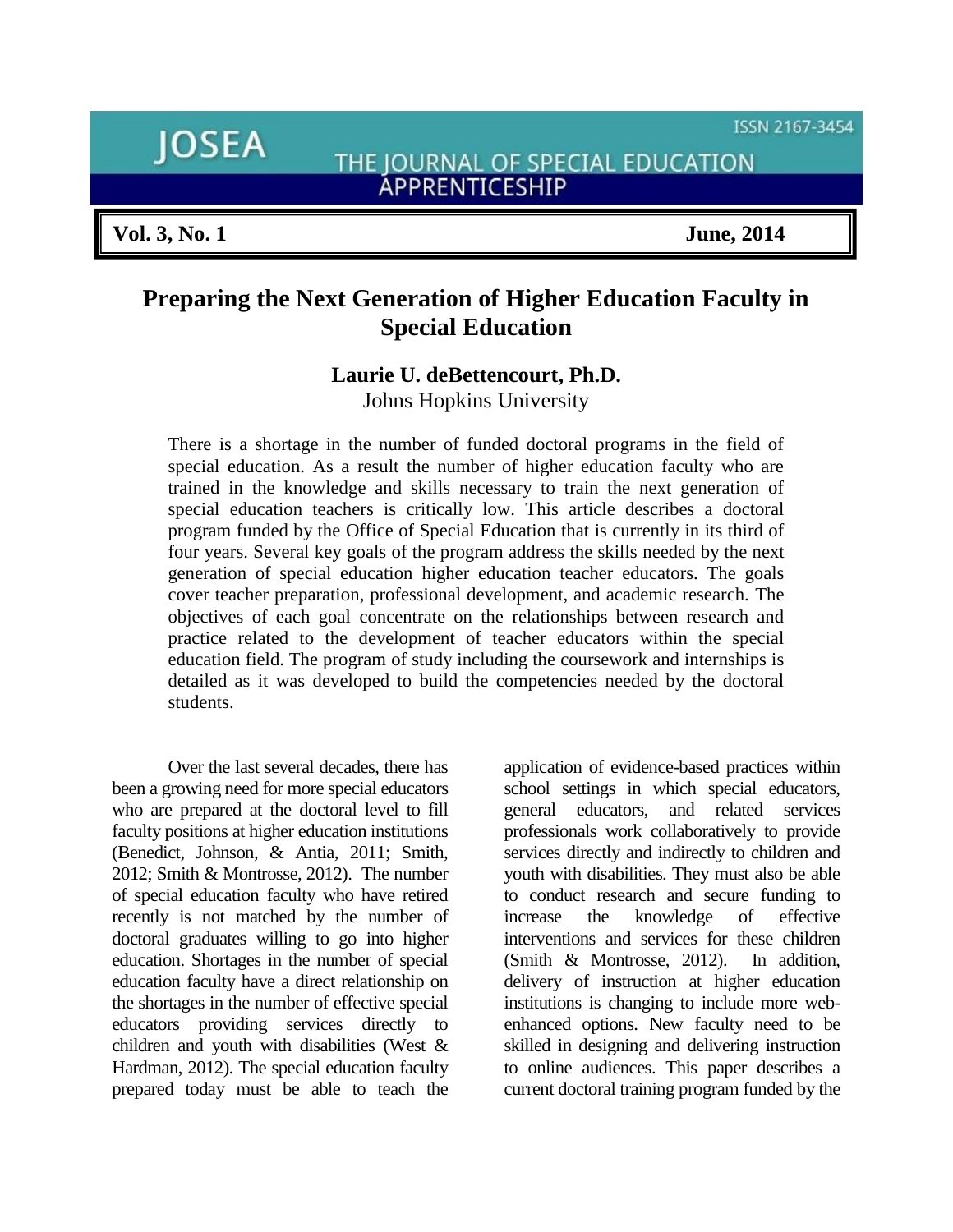# Preparing the Next Generation of Higher Education Faculty in Special Education

**Laurie U. deBettencourt, Ph.D.**
Johns Hopkins University

There is a shortage in the number of funded doctoral programs in the field of special education. As a result the number of higher education faculty who are trained in the knowledge and skills necessary to train the next generation of special education teachers is critically low. This article describes a doctoral program funded by the Office of Special Education that is currently in its third of four years. Several key goals of the program address the skills needed by the next generation of special education higher education teacher educators. The goals cover teacher preparation, professional development, and academic research. The objectives of each goal concentrate on the relationships between research and practice related to the development of teacher educators within the special education field. The program of study including the coursework and internships is detailed as it was developed to build the competencies needed by the doctoral students.

Over the last several decades, there has been a growing need for more special educators who are prepared at the doctoral level to fill faculty positions at higher education institutions (Benedict, Johnson, & Antia, 2011; Smith, 2012; Smith & Montrosse, 2012). The number of special education faculty who have retired recently is not matched by the number of doctoral graduates willing to go into higher education. Shortages in the number of special education faculty have a direct relationship on the shortages in the number of effective special educators providing services directly to children and youth with disabilities (West & Hardman, 2012). The special education faculty prepared today must be able to teach the application of evidence-based practices within school settings in which special educators, general educators, and related services professionals work collaboratively to provide services directly and indirectly to children and youth with disabilities. They must also be able to conduct research and secure funding to increase the knowledge of effective interventions and services for these children (Smith & Montrosse, 2012). In addition, delivery of instruction at higher education institutions is changing to include more web-enhanced options. New faculty need to be skilled in designing and delivering instruction to online audiences. This paper describes a current doctoral training program funded by the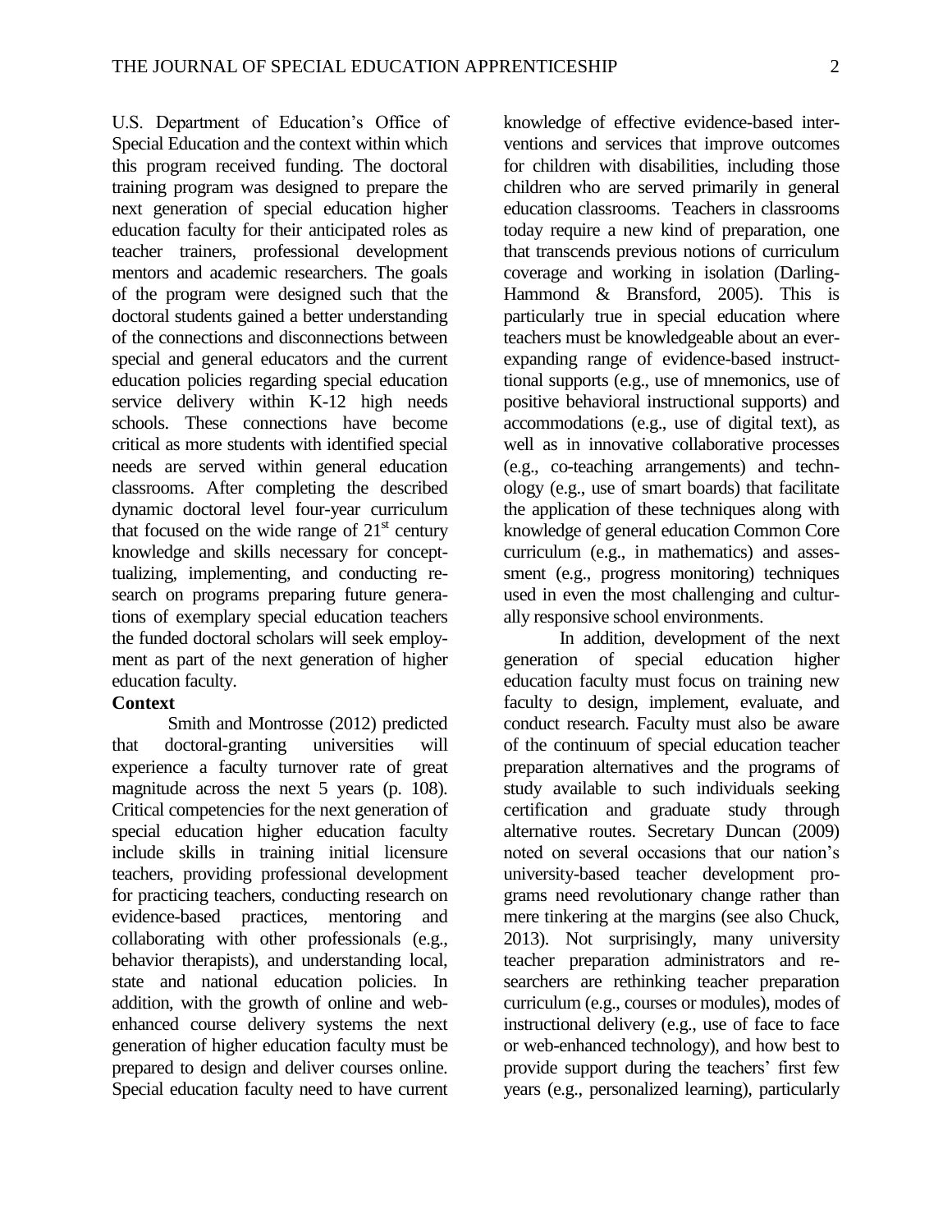U.S. Department of Education's Office of Special Education and the context within which this program received funding. The doctoral training program was designed to prepare the next generation of special education higher education faculty for their anticipated roles as teacher trainers, professional development mentors and academic researchers. The goals of the program were designed such that the doctoral students gained a better understanding of the connections and disconnections between special and general educators and the current education policies regarding special education service delivery within K-12 high needs schools. These connections have become critical as more students with identified special needs are served within general education classrooms. After completing the described dynamic doctoral level four-year curriculum that focused on the wide range of 21st century knowledge and skills necessary for conceptualizing, implementing, and conducting research on programs preparing future generations of exemplary special education teachers the funded doctoral scholars will seek employment as part of the next generation of higher education faculty.

**Context**

Smith and Montrosse (2012) predicted that doctoral-granting universities will experience a faculty turnover rate of great magnitude across the next 5 years (p. 108). Critical competencies for the next generation of special education higher education faculty include skills in training initial licensure teachers, providing professional development for practicing teachers, conducting research on evidence-based practices, mentoring and collaborating with other professionals (e.g., behavior therapists), and understanding local, state and national education policies. In addition, with the growth of online and web-enhanced course delivery systems the next generation of higher education faculty must be prepared to design and deliver courses online. Special education faculty need to have current knowledge of effective evidence-based interventions and services that improve outcomes for children with disabilities, including those children who are served primarily in general education classrooms. Teachers in classrooms today require a new kind of preparation, one that transcends previous notions of curriculum coverage and working in isolation (Darling-Hammond & Bransford, 2005). This is particularly true in special education where teachers must be knowledgeable about an ever-expanding range of evidence-based instructtional supports (e.g., use of mnemonics, use of positive behavioral instructional supports) and accommodations (e.g., use of digital text), as well as in innovative collaborative processes (e.g., co-teaching arrangements) and technology (e.g., use of smart boards) that facilitate the application of these techniques along with knowledge of general education Common Core curriculum (e.g., in mathematics) and assessment (e.g., progress monitoring) techniques used in even the most challenging and culturally responsive school environments.

In addition, development of the next generation of special education higher education faculty must focus on training new faculty to design, implement, evaluate, and conduct research. Faculty must also be aware of the continuum of special education teacher preparation alternatives and the programs of study available to such individuals seeking certification and graduate study through alternative routes. Secretary Duncan (2009) noted on several occasions that our nation's university-based teacher development programs need revolutionary change rather than mere tinkering at the margins (see also Chuck, 2013). Not surprisingly, many university teacher preparation administrators and researchers are rethinking teacher preparation curriculum (e.g., courses or modules), modes of instructional delivery (e.g., use of face to face or web-enhanced technology), and how best to provide support during the teachers' first few years (e.g., personalized learning), particularly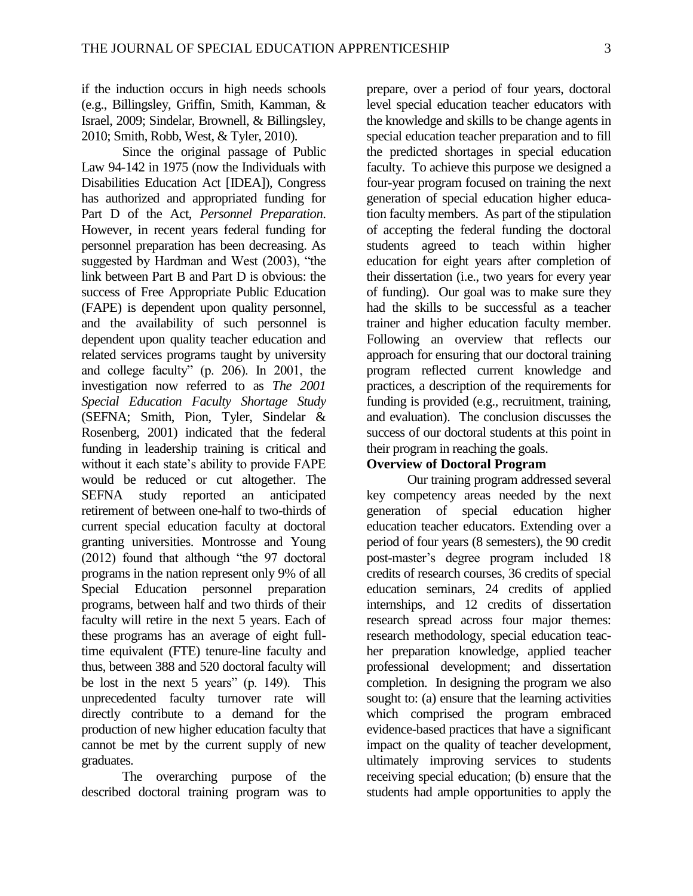if the induction occurs in high needs schools (e.g., Billingsley, Griffin, Smith, Kamman, & Israel, 2009; Sindelar, Brownell, & Billingsley, 2010; Smith, Robb, West, & Tyler, 2010).

Since the original passage of Public Law 94-142 in 1975 (now the Individuals with Disabilities Education Act [IDEA]), Congress has authorized and appropriated funding for Part D of the Act, *Personnel Preparation*. However, in recent years federal funding for personnel preparation has been decreasing. As suggested by Hardman and West (2003), "the link between Part B and Part D is obvious: the success of Free Appropriate Public Education (FAPE) is dependent upon quality personnel, and the availability of such personnel is dependent upon quality teacher education and related services programs taught by university and college faculty" (p. 206). In 2001, the investigation now referred to as *The 2001 Special Education Faculty Shortage Study* (SEFNA; Smith, Pion, Tyler, Sindelar & Rosenberg, 2001) indicated that the federal funding in leadership training is critical and without it each state's ability to provide FAPE would be reduced or cut altogether. The SEFNA study reported an anticipated retirement of between one-half to two-thirds of current special education faculty at doctoral granting universities. Montrosse and Young (2012) found that although "the 97 doctoral programs in the nation represent only 9% of all Special Education personnel preparation programs, between half and two thirds of their faculty will retire in the next 5 years. Each of these programs has an average of eight full-time equivalent (FTE) tenure-line faculty and thus, between 388 and 520 doctoral faculty will be lost in the next 5 years" (p. 149). This unprecedented faculty turnover rate will directly contribute to a demand for the production of new higher education faculty that cannot be met by the current supply of new graduates.

The overarching purpose of the described doctoral training program was to prepare, over a period of four years, doctoral level special education teacher educators with the knowledge and skills to be change agents in special education teacher preparation and to fill the predicted shortages in special education faculty. To achieve this purpose we designed a four-year program focused on training the next generation of special education higher education faculty members. As part of the stipulation of accepting the federal funding the doctoral students agreed to teach within higher education for eight years after completion of their dissertation (i.e., two years for every year of funding). Our goal was to make sure they had the skills to be successful as a teacher trainer and higher education faculty member. Following an overview that reflects our approach for ensuring that our doctoral training program reflected current knowledge and practices, a description of the requirements for funding is provided (e.g., recruitment, training, and evaluation). The conclusion discusses the success of our doctoral students at this point in their program in reaching the goals.

**Overview of Doctoral Program**

Our training program addressed several key competency areas needed by the next generation of special education higher education teacher educators. Extending over a period of four years (8 semesters), the 90 credit post-master's degree program included 18 credits of research courses, 36 credits of special education seminars, 24 credits of applied internships, and 12 credits of dissertation research spread across four major themes: research methodology, special education teacher preparation knowledge, applied teacher professional development; and dissertation completion. In designing the program we also sought to: (a) ensure that the learning activities which comprised the program embraced evidence-based practices that have a significant impact on the quality of teacher development, ultimately improving services to students receiving special education; (b) ensure that the students had ample opportunities to apply the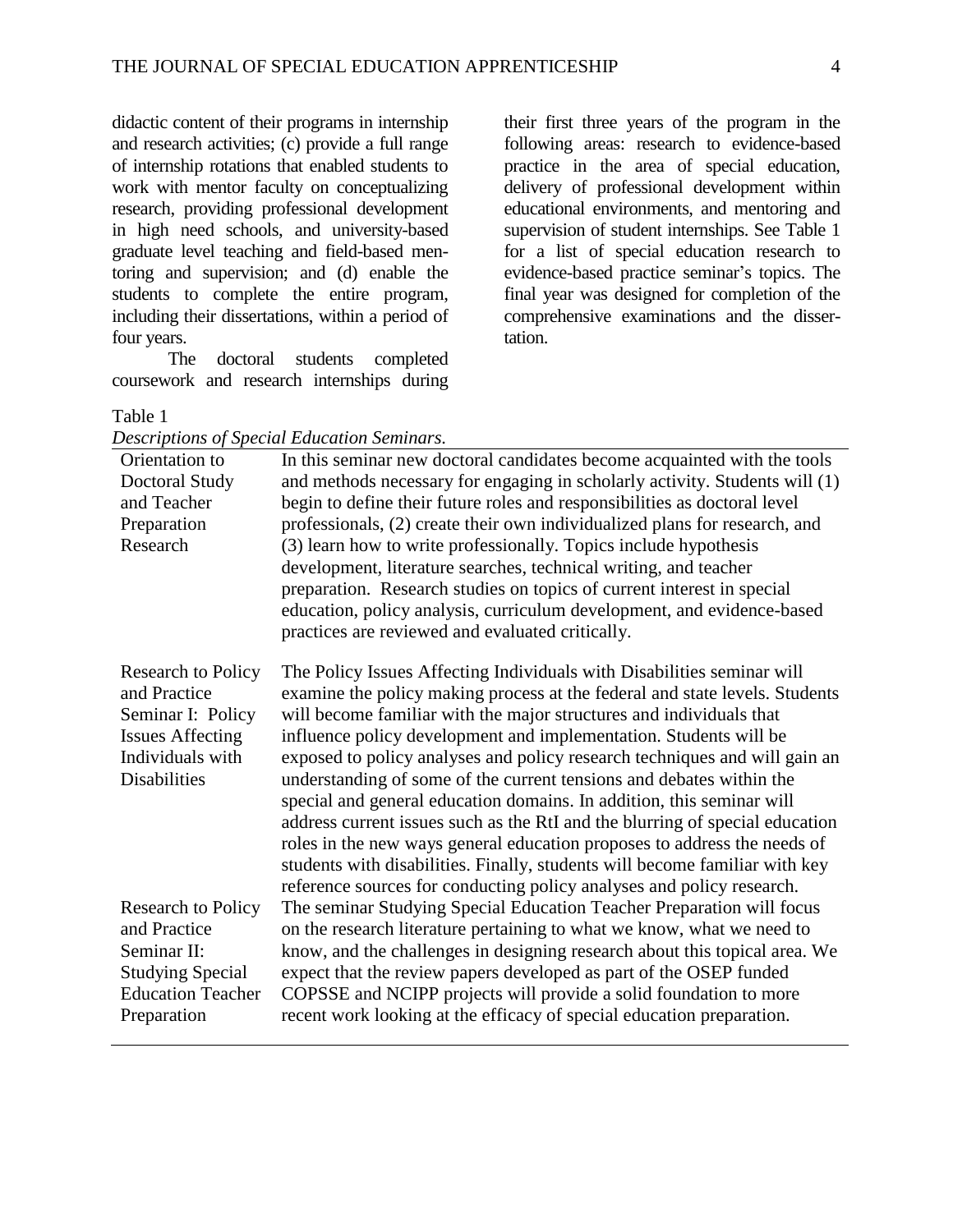didactic content of their programs in internship and research activities; (c) provide a full range of internship rotations that enabled students to work with mentor faculty on conceptualizing research, providing professional development in high need schools, and university-based graduate level teaching and field-based mentoring and supervision; and (d) enable the students to complete the entire program, including their dissertations, within a period of four years.

The doctoral students completed coursework and research internships during their first three years of the program in the following areas: research to evidence-based practice in the area of special education, delivery of professional development within educational environments, and mentoring and supervision of student internships. See Table 1 for a list of special education research to evidence-based practice seminar's topics. The final year was designed for completion of the comprehensive examinations and the dissertation.

Table 1

*Descriptions of Special Education Seminars.*

| | |
|---|---|
| Orientation to Doctoral Study and Teacher Preparation Research | In this seminar new doctoral candidates become acquainted with the tools and methods necessary for engaging in scholarly activity. Students will (1) begin to define their future roles and responsibilities as doctoral level professionals, (2) create their own individualized plans for research, and (3) learn how to write professionally. Topics include hypothesis development, literature searches, technical writing, and teacher preparation. Research studies on topics of current interest in special education, policy analysis, curriculum development, and evidence-based practices are reviewed and evaluated critically. |
| Research to Policy and Practice Seminar I: Policy Issues Affecting Individuals with Disabilities | The Policy Issues Affecting Individuals with Disabilities seminar will examine the policy making process at the federal and state levels. Students will become familiar with the major structures and individuals that influence policy development and implementation. Students will be exposed to policy analyses and policy research techniques and will gain an understanding of some of the current tensions and debates within the special and general education domains. In addition, this seminar will address current issues such as the RtI and the blurring of special education roles in the new ways general education proposes to address the needs of students with disabilities. Finally, students will become familiar with key reference sources for conducting policy analyses and policy research. |
| Research to Policy and Practice Seminar II: Studying Special Education Teacher Preparation | The seminar Studying Special Education Teacher Preparation will focus on the research literature pertaining to what we know, what we need to know, and the challenges in designing research about this topical area. We expect that the review papers developed as part of the OSEP funded COPSSE and NCIPP projects will provide a solid foundation to more recent work looking at the efficacy of special education preparation. |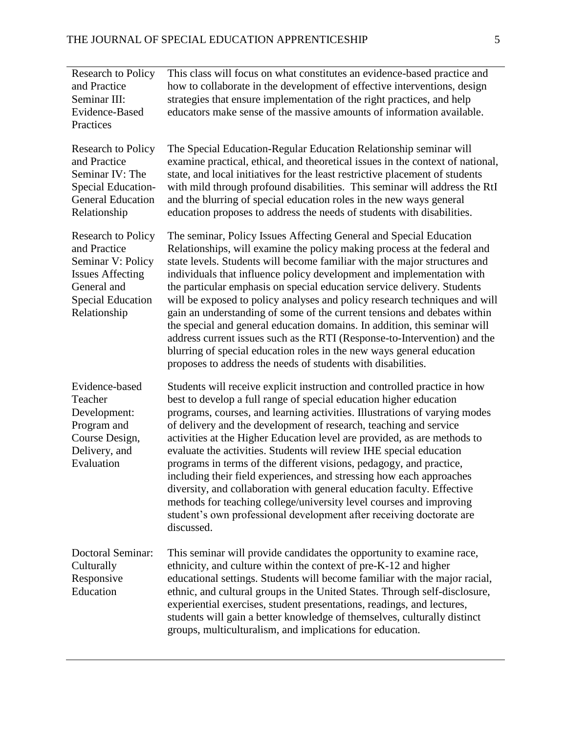| | |
|---|---|
| Research to Policy and Practice Seminar III: Evidence-Based Practices | This class will focus on what constitutes an evidence-based practice and how to collaborate in the development of effective interventions, design strategies that ensure implementation of the right practices, and help educators make sense of the massive amounts of information available. |
| Research to Policy and Practice Seminar IV: The Special Education-General Education Relationship | The Special Education-Regular Education Relationship seminar will examine practical, ethical, and theoretical issues in the context of national, state, and local initiatives for the least restrictive placement of students with mild through profound disabilities. This seminar will address the RtI and the blurring of special education roles in the new ways general education proposes to address the needs of students with disabilities. |
| Research to Policy and Practice Seminar V: Policy Issues Affecting General and Special Education Relationship | The seminar, Policy Issues Affecting General and Special Education Relationships, will examine the policy making process at the federal and state levels. Students will become familiar with the major structures and individuals that influence policy development and implementation with the particular emphasis on special education service delivery. Students will be exposed to policy analyses and policy research techniques and will gain an understanding of some of the current tensions and debates within the special and general education domains. In addition, this seminar will address current issues such as the RTI (Response-to-Intervention) and the blurring of special education roles in the new ways general education proposes to address the needs of students with disabilities. |
| Evidence-based Teacher Development: Program and Course Design, Delivery, and Evaluation | Students will receive explicit instruction and controlled practice in how best to develop a full range of special education higher education programs, courses, and learning activities. Illustrations of varying modes of delivery and the development of research, teaching and service activities at the Higher Education level are provided, as are methods to evaluate the activities. Students will review IHE special education programs in terms of the different visions, pedagogy, and practice, including their field experiences, and stressing how each approaches diversity, and collaboration with general education faculty. Effective methods for teaching college/university level courses and improving student's own professional development after receiving doctorate are discussed. |
| Doctoral Seminar: Culturally Responsive Education | This seminar will provide candidates the opportunity to examine race, ethnicity, and culture within the context of pre-K-12 and higher educational settings. Students will become familiar with the major racial, ethnic, and cultural groups in the United States. Through self-disclosure, experiential exercises, student presentations, readings, and lectures, students will gain a better knowledge of themselves, culturally distinct groups, multiculturalism, and implications for education. |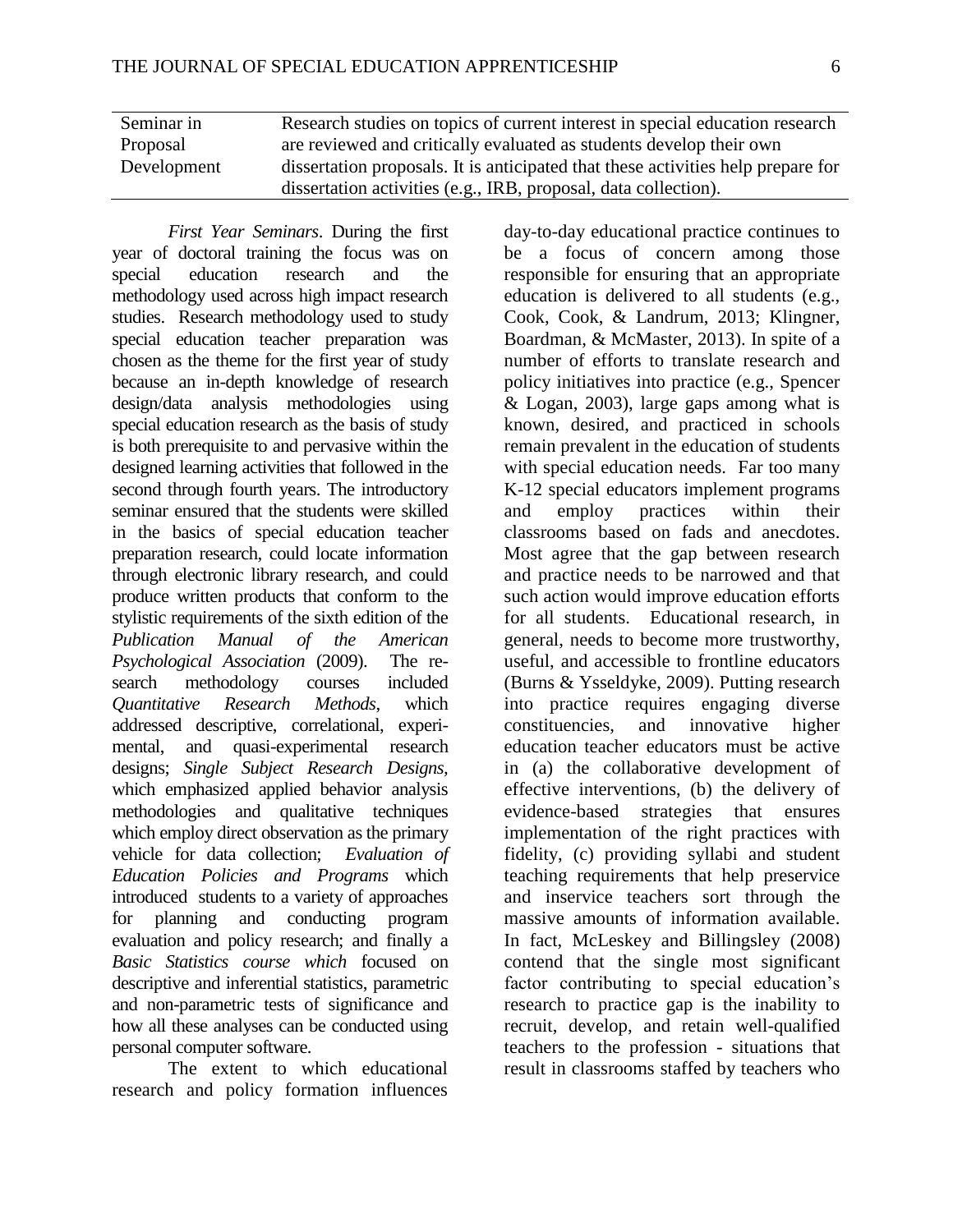| Seminar in Proposal Development | Research studies on topics of current interest in special education research are reviewed and critically evaluated as students develop their own dissertation proposals. It is anticipated that these activities help prepare for dissertation activities (e.g., IRB, proposal, data collection). |
|---|---|

*First Year Seminars*. During the first year of doctoral training the focus was on special education research and the methodology used across high impact research studies. Research methodology used to study special education teacher preparation was chosen as the theme for the first year of study because an in-depth knowledge of research design/data analysis methodologies using special education research as the basis of study is both prerequisite to and pervasive within the designed learning activities that followed in the second through fourth years. The introductory seminar ensured that the students were skilled in the basics of special education teacher preparation research, could locate information through electronic library research, and could produce written products that conform to the stylistic requirements of the sixth edition of the *Publication Manual of the American Psychological Association* (2009). The research methodology courses included *Quantitative Research Methods,* which addressed descriptive, correlational, experimental, and quasi-experimental research designs; *Single Subject Research Designs,* which emphasized applied behavior analysis methodologies and qualitative techniques which employ direct observation as the primary vehicle for data collection; *Evaluation of Education Policies and Programs* which introduced students to a variety of approaches for planning and conducting program evaluation and policy research; and finally a *Basic Statistics course which* focused on descriptive and inferential statistics, parametric and non-parametric tests of significance and how all these analyses can be conducted using personal computer software.

The extent to which educational research and policy formation influences day-to-day educational practice continues to be a focus of concern among those responsible for ensuring that an appropriate education is delivered to all students (e.g., Cook, Cook, & Landrum, 2013; Klingner, Boardman, & McMaster, 2013). In spite of a number of efforts to translate research and policy initiatives into practice (e.g., Spencer & Logan, 2003), large gaps among what is known, desired, and practiced in schools remain prevalent in the education of students with special education needs. Far too many K-12 special educators implement programs and employ practices within their classrooms based on fads and anecdotes. Most agree that the gap between research and practice needs to be narrowed and that such action would improve education efforts for all students. Educational research, in general, needs to become more trustworthy, useful, and accessible to frontline educators (Burns & Ysseldyke, 2009). Putting research into practice requires engaging diverse constituencies, and innovative higher education teacher educators must be active in (a) the collaborative development of effective interventions, (b) the delivery of evidence-based strategies that ensures implementation of the right practices with fidelity, (c) providing syllabi and student teaching requirements that help preservice and inservice teachers sort through the massive amounts of information available. In fact, McLeskey and Billingsley (2008) contend that the single most significant factor contributing to special education's research to practice gap is the inability to recruit, develop, and retain well-qualified teachers to the profession - situations that result in classrooms staffed by teachers who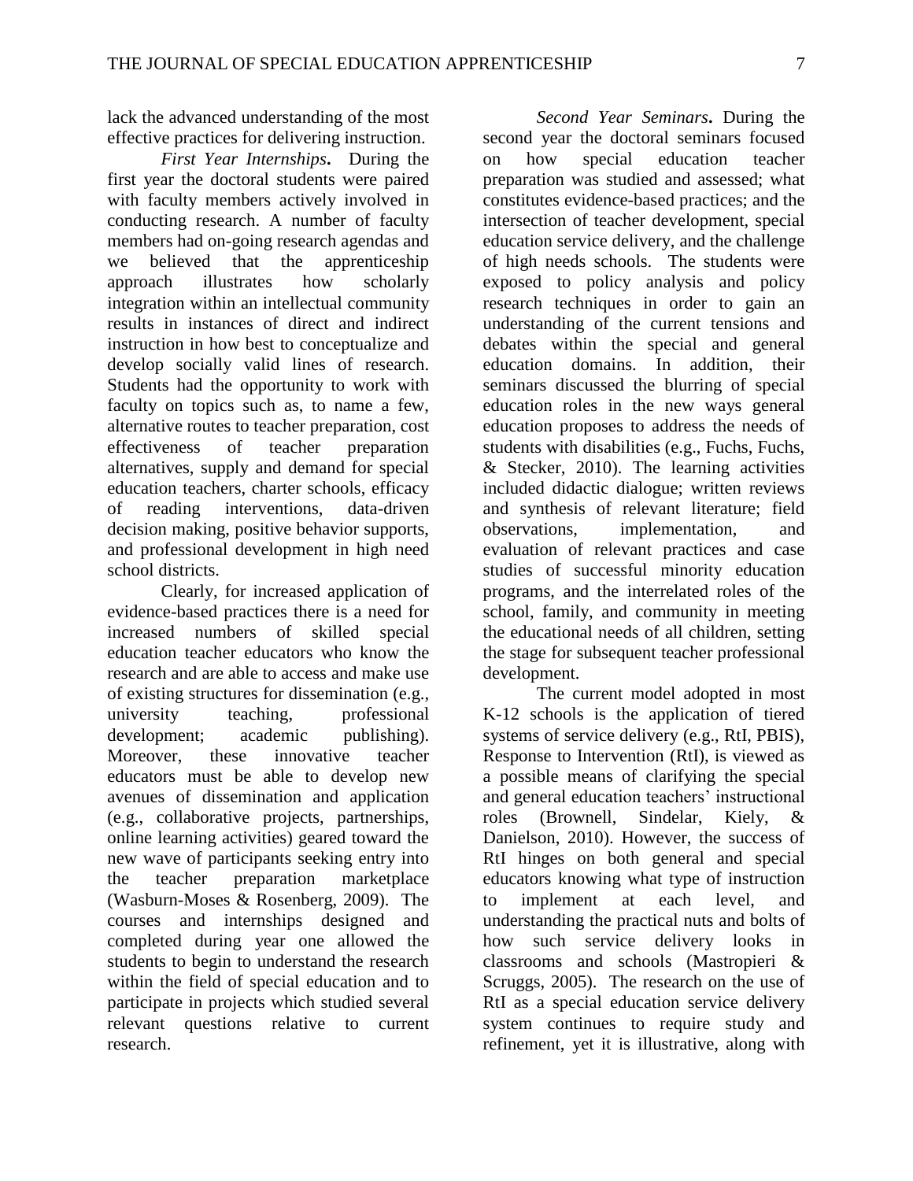lack the advanced understanding of the most effective practices for delivering instruction.

*First Year Internships***.** During the first year the doctoral students were paired with faculty members actively involved in conducting research. A number of faculty members had on-going research agendas and we believed that the apprenticeship approach illustrates how scholarly integration within an intellectual community results in instances of direct and indirect instruction in how best to conceptualize and develop socially valid lines of research. Students had the opportunity to work with faculty on topics such as, to name a few, alternative routes to teacher preparation, cost effectiveness of teacher preparation alternatives, supply and demand for special education teachers, charter schools, efficacy of reading interventions, data-driven decision making, positive behavior supports, and professional development in high need school districts.

Clearly, for increased application of evidence-based practices there is a need for increased numbers of skilled special education teacher educators who know the research and are able to access and make use of existing structures for dissemination (e.g., university teaching, professional development; academic publishing). Moreover, these innovative teacher educators must be able to develop new avenues of dissemination and application (e.g., collaborative projects, partnerships, online learning activities) geared toward the new wave of participants seeking entry into the teacher preparation marketplace (Wasburn-Moses & Rosenberg, 2009). The courses and internships designed and completed during year one allowed the students to begin to understand the research within the field of special education and to participate in projects which studied several relevant questions relative to current research.

*Second Year Seminars***.** During the second year the doctoral seminars focused on how special education teacher preparation was studied and assessed; what constitutes evidence-based practices; and the intersection of teacher development, special education service delivery, and the challenge of high needs schools. The students were exposed to policy analysis and policy research techniques in order to gain an understanding of the current tensions and debates within the special and general education domains. In addition, their seminars discussed the blurring of special education roles in the new ways general education proposes to address the needs of students with disabilities (e.g., Fuchs, Fuchs, & Stecker, 2010). The learning activities included didactic dialogue; written reviews and synthesis of relevant literature; field observations, implementation, and evaluation of relevant practices and case studies of successful minority education programs, and the interrelated roles of the school, family, and community in meeting the educational needs of all children, setting the stage for subsequent teacher professional development.

The current model adopted in most K-12 schools is the application of tiered systems of service delivery (e.g., RtI, PBIS), Response to Intervention (RtI), is viewed as a possible means of clarifying the special and general education teachers' instructional roles (Brownell, Sindelar, Kiely, & Danielson, 2010). However, the success of RtI hinges on both general and special educators knowing what type of instruction to implement at each level, and understanding the practical nuts and bolts of how such service delivery looks in classrooms and schools (Mastropieri & Scruggs, 2005). The research on the use of RtI as a special education service delivery system continues to require study and refinement, yet it is illustrative, along with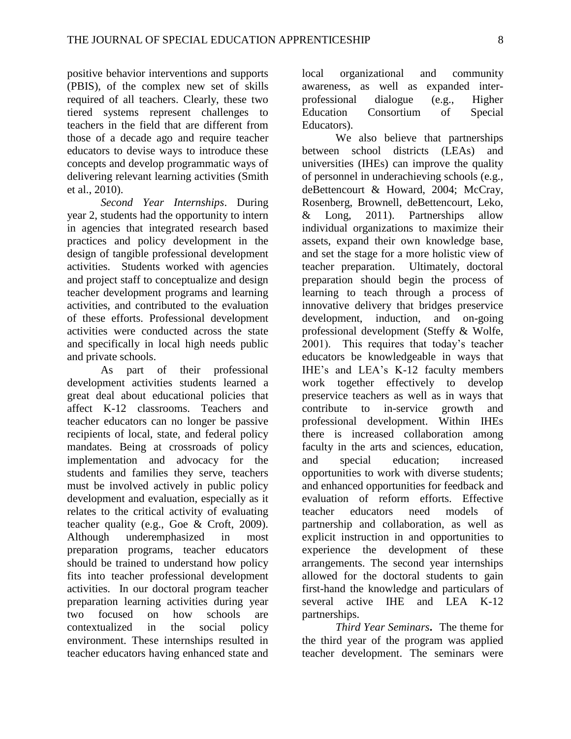positive behavior interventions and supports (PBIS), of the complex new set of skills required of all teachers. Clearly, these two tiered systems represent challenges to teachers in the field that are different from those of a decade ago and require teacher educators to devise ways to introduce these concepts and develop programmatic ways of delivering relevant learning activities (Smith et al., 2010).

*Second Year Internships*. During year 2, students had the opportunity to intern in agencies that integrated research based practices and policy development in the design of tangible professional development activities. Students worked with agencies and project staff to conceptualize and design teacher development programs and learning activities, and contributed to the evaluation of these efforts. Professional development activities were conducted across the state and specifically in local high needs public and private schools.

As part of their professional development activities students learned a great deal about educational policies that affect K-12 classrooms. Teachers and teacher educators can no longer be passive recipients of local, state, and federal policy mandates. Being at crossroads of policy implementation and advocacy for the students and families they serve, teachers must be involved actively in public policy development and evaluation, especially as it relates to the critical activity of evaluating teacher quality (e.g., Goe & Croft, 2009). Although underemphasized in most preparation programs, teacher educators should be trained to understand how policy fits into teacher professional development activities. In our doctoral program teacher preparation learning activities during year two focused on how schools are contextualized in the social policy environment. These internships resulted in teacher educators having enhanced state and local organizational and community awareness, as well as expanded inter-professional dialogue (e.g., Higher Education Consortium of Special Educators).

We also believe that partnerships between school districts (LEAs) and universities (IHEs) can improve the quality of personnel in underachieving schools (e.g., deBettencourt & Howard, 2004; McCray, Rosenberg, Brownell, deBettencourt, Leko, & Long, 2011). Partnerships allow individual organizations to maximize their assets, expand their own knowledge base, and set the stage for a more holistic view of teacher preparation. Ultimately, doctoral preparation should begin the process of learning to teach through a process of innovative delivery that bridges preservice development, induction, and on-going professional development (Steffy & Wolfe, 2001). This requires that today's teacher educators be knowledgeable in ways that IHE's and LEA's K-12 faculty members work together effectively to develop preservice teachers as well as in ways that contribute to in-service growth and professional development. Within IHEs there is increased collaboration among faculty in the arts and sciences, education, and special education; increased opportunities to work with diverse students; and enhanced opportunities for feedback and evaluation of reform efforts. Effective teacher educators need models of partnership and collaboration, as well as explicit instruction in and opportunities to experience the development of these arrangements. The second year internships allowed for the doctoral students to gain first-hand the knowledge and particulars of several active IHE and LEA K-12 partnerships.

***Third Year Seminars*.** The theme for the third year of the program was applied teacher development. The seminars were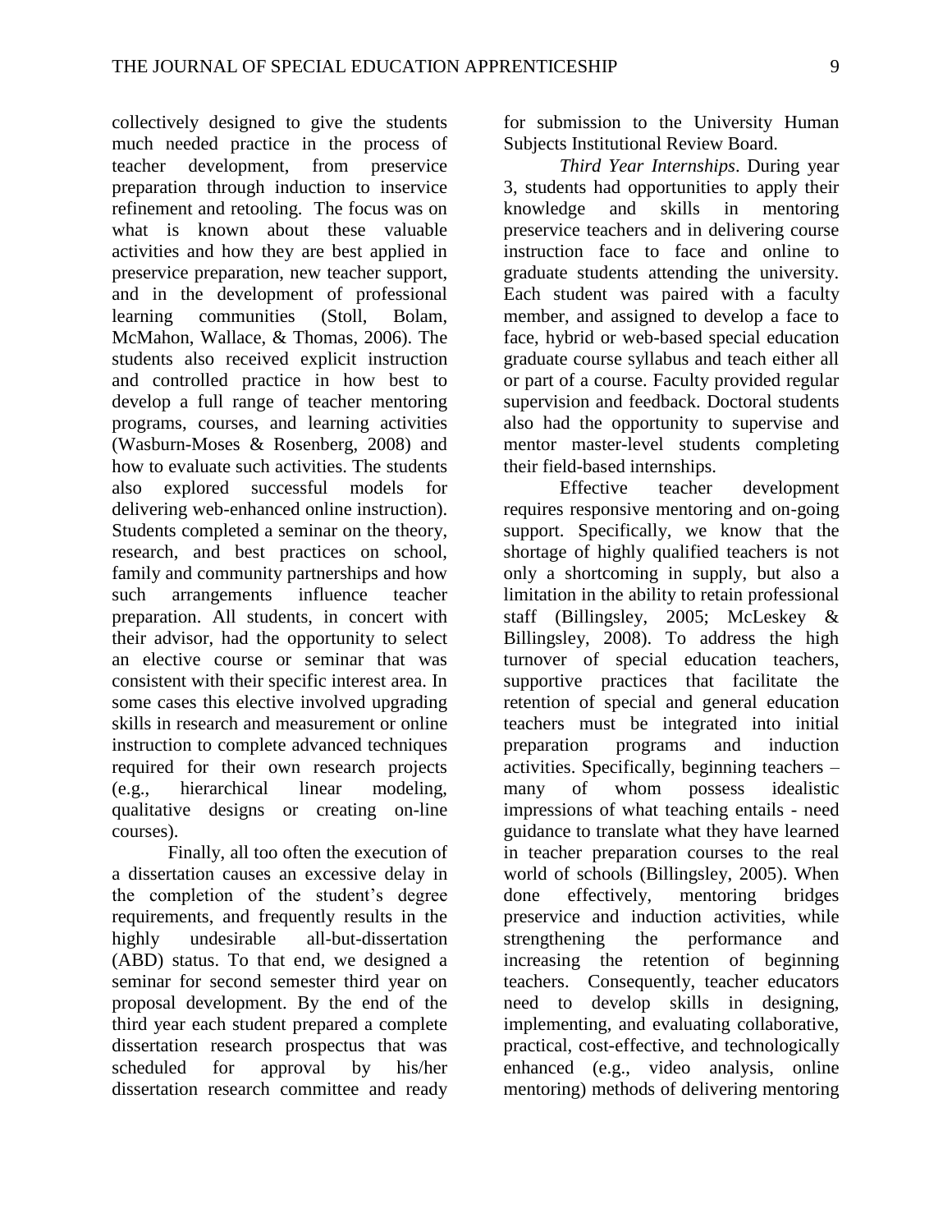collectively designed to give the students much needed practice in the process of teacher development, from preservice preparation through induction to inservice refinement and retooling. The focus was on what is known about these valuable activities and how they are best applied in preservice preparation, new teacher support, and in the development of professional learning communities (Stoll, Bolam, McMahon, Wallace, & Thomas, 2006). The students also received explicit instruction and controlled practice in how best to develop a full range of teacher mentoring programs, courses, and learning activities (Wasburn-Moses & Rosenberg, 2008) and how to evaluate such activities. The students also explored successful models for delivering web-enhanced online instruction). Students completed a seminar on the theory, research, and best practices on school, family and community partnerships and how such arrangements influence teacher preparation. All students, in concert with their advisor, had the opportunity to select an elective course or seminar that was consistent with their specific interest area. In some cases this elective involved upgrading skills in research and measurement or online instruction to complete advanced techniques required for their own research projects (e.g., hierarchical linear modeling, qualitative designs or creating on-line courses).

Finally, all too often the execution of a dissertation causes an excessive delay in the completion of the student's degree requirements, and frequently results in the highly undesirable all-but-dissertation (ABD) status. To that end, we designed a seminar for second semester third year on proposal development. By the end of the third year each student prepared a complete dissertation research prospectus that was scheduled for approval by his/her dissertation research committee and ready for submission to the University Human Subjects Institutional Review Board.

*Third Year Internships*. During year 3, students had opportunities to apply their knowledge and skills in mentoring preservice teachers and in delivering course instruction face to face and online to graduate students attending the university. Each student was paired with a faculty member, and assigned to develop a face to face, hybrid or web-based special education graduate course syllabus and teach either all or part of a course. Faculty provided regular supervision and feedback. Doctoral students also had the opportunity to supervise and mentor master-level students completing their field-based internships.

Effective teacher development requires responsive mentoring and on-going support. Specifically, we know that the shortage of highly qualified teachers is not only a shortcoming in supply, but also a limitation in the ability to retain professional staff (Billingsley, 2005; McLeskey & Billingsley, 2008). To address the high turnover of special education teachers, supportive practices that facilitate the retention of special and general education teachers must be integrated into initial preparation programs and induction activities. Specifically, beginning teachers – many of whom possess idealistic impressions of what teaching entails - need guidance to translate what they have learned in teacher preparation courses to the real world of schools (Billingsley, 2005). When done effectively, mentoring bridges preservice and induction activities, while strengthening the performance and increasing the retention of beginning teachers. Consequently, teacher educators need to develop skills in designing, implementing, and evaluating collaborative, practical, cost-effective, and technologically enhanced (e.g., video analysis, online mentoring) methods of delivering mentoring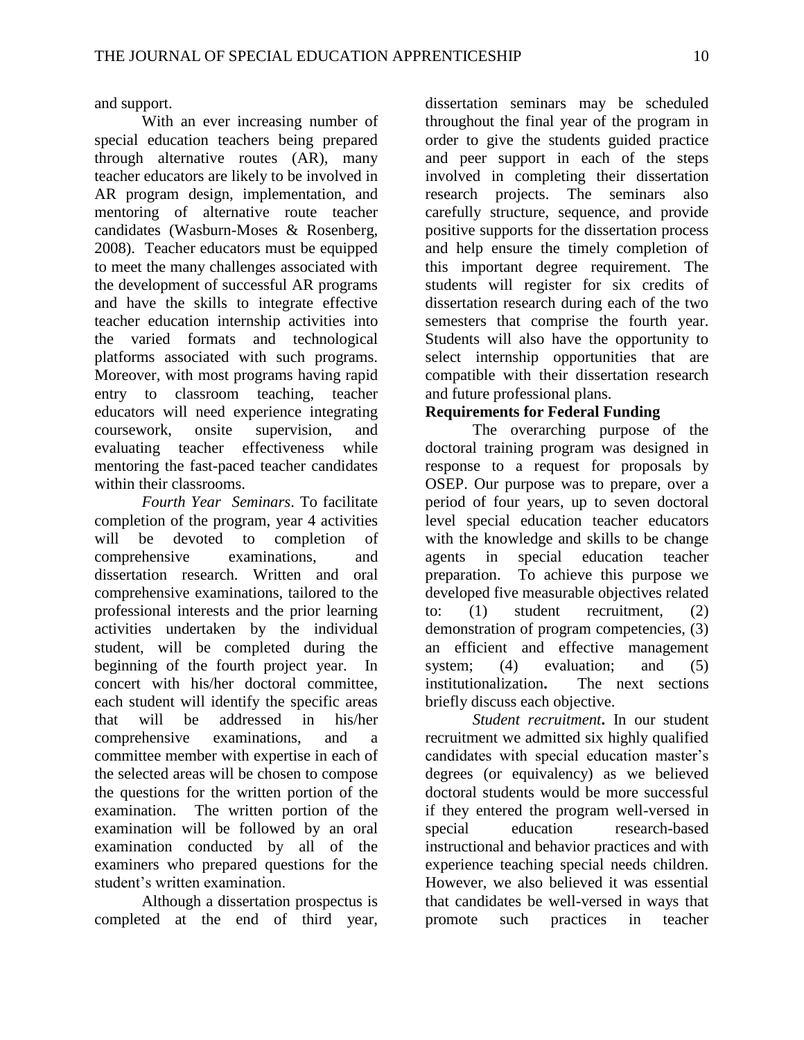and support.

With an ever increasing number of special education teachers being prepared through alternative routes (AR), many teacher educators are likely to be involved in AR program design, implementation, and mentoring of alternative route teacher candidates (Wasburn-Moses & Rosenberg, 2008). Teacher educators must be equipped to meet the many challenges associated with the development of successful AR programs and have the skills to integrate effective teacher education internship activities into the varied formats and technological platforms associated with such programs. Moreover, with most programs having rapid entry to classroom teaching, teacher educators will need experience integrating coursework, onsite supervision, and evaluating teacher effectiveness while mentoring the fast-paced teacher candidates within their classrooms.

*Fourth Year Seminars*. To facilitate completion of the program, year 4 activities will be devoted to completion of comprehensive examinations, and dissertation research. Written and oral comprehensive examinations, tailored to the professional interests and the prior learning activities undertaken by the individual student, will be completed during the beginning of the fourth project year. In concert with his/her doctoral committee, each student will identify the specific areas that will be addressed in his/her comprehensive examinations, and a committee member with expertise in each of the selected areas will be chosen to compose the questions for the written portion of the examination. The written portion of the examination will be followed by an oral examination conducted by all of the examiners who prepared questions for the student's written examination.

Although a dissertation prospectus is completed at the end of third year, dissertation seminars may be scheduled throughout the final year of the program in order to give the students guided practice and peer support in each of the steps involved in completing their dissertation research projects. The seminars also carefully structure, sequence, and provide positive supports for the dissertation process and help ensure the timely completion of this important degree requirement. The students will register for six credits of dissertation research during each of the two semesters that comprise the fourth year. Students will also have the opportunity to select internship opportunities that are compatible with their dissertation research and future professional plans.

**Requirements for Federal Funding**

The overarching purpose of the doctoral training program was designed in response to a request for proposals by OSEP. Our purpose was to prepare, over a period of four years, up to seven doctoral level special education teacher educators with the knowledge and skills to be change agents in special education teacher preparation. To achieve this purpose we developed five measurable objectives related to: (1) student recruitment, (2) demonstration of program competencies, (3) an efficient and effective management system; (4) evaluation; and (5) institutionalization**.** The next sections briefly discuss each objective.

*Student recruitment***.** In our student recruitment we admitted six highly qualified candidates with special education master's degrees (or equivalency) as we believed doctoral students would be more successful if they entered the program well-versed in special education research-based instructional and behavior practices and with experience teaching special needs children. However, we also believed it was essential that candidates be well-versed in ways that promote such practices in teacher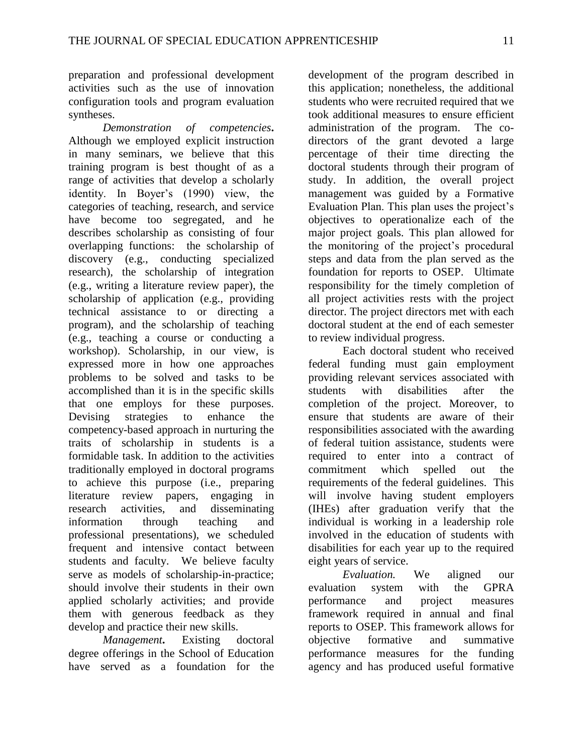preparation and professional development activities such as the use of innovation configuration tools and program evaluation syntheses.

*Demonstration of competencies***.** Although we employed explicit instruction in many seminars, we believe that this training program is best thought of as a range of activities that develop a scholarly identity. In Boyer's (1990) view, the categories of teaching, research, and service have become too segregated, and he describes scholarship as consisting of four overlapping functions: the scholarship of discovery (e.g., conducting specialized research), the scholarship of integration (e.g., writing a literature review paper), the scholarship of application (e.g., providing technical assistance to or directing a program), and the scholarship of teaching (e.g., teaching a course or conducting a workshop). Scholarship, in our view, is expressed more in how one approaches problems to be solved and tasks to be accomplished than it is in the specific skills that one employs for these purposes. Devising strategies to enhance the competency-based approach in nurturing the traits of scholarship in students is a formidable task. In addition to the activities traditionally employed in doctoral programs to achieve this purpose (i.e., preparing literature review papers, engaging in research activities, and disseminating information through teaching and professional presentations), we scheduled frequent and intensive contact between students and faculty. We believe faculty serve as models of scholarship-in-practice; should involve their students in their own applied scholarly activities; and provide them with generous feedback as they develop and practice their new skills.

*Management***.** Existing doctoral degree offerings in the School of Education have served as a foundation for the development of the program described in this application; nonetheless, the additional students who were recruited required that we took additional measures to ensure efficient administration of the program. The co-directors of the grant devoted a large percentage of their time directing the doctoral students through their program of study. In addition, the overall project management was guided by a Formative Evaluation Plan. This plan uses the project's objectives to operationalize each of the major project goals. This plan allowed for the monitoring of the project's procedural steps and data from the plan served as the foundation for reports to OSEP. Ultimate responsibility for the timely completion of all project activities rests with the project director. The project directors met with each doctoral student at the end of each semester to review individual progress.

Each doctoral student who received federal funding must gain employment providing relevant services associated with students with disabilities after the completion of the project. Moreover, to ensure that students are aware of their responsibilities associated with the awarding of federal tuition assistance, students were required to enter into a contract of commitment which spelled out the requirements of the federal guidelines. This will involve having student employers (IHEs) after graduation verify that the individual is working in a leadership role involved in the education of students with disabilities for each year up to the required eight years of service.

*Evaluation.* We aligned our evaluation system with the GPRA performance and project measures framework required in annual and final reports to OSEP. This framework allows for objective formative and summative performance measures for the funding agency and has produced useful formative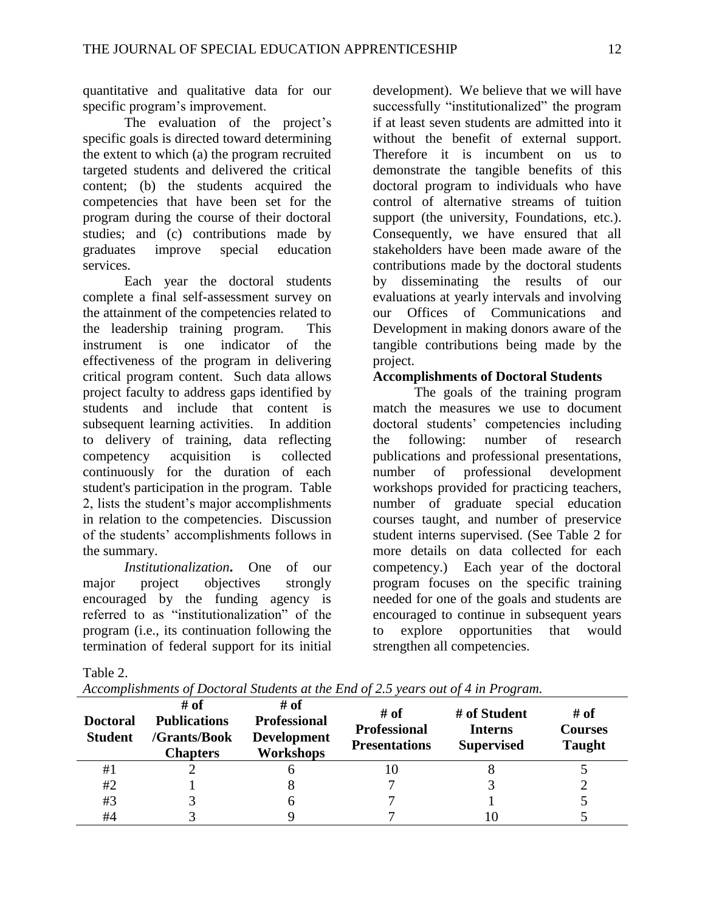quantitative and qualitative data for our specific program's improvement.

The evaluation of the project's specific goals is directed toward determining the extent to which (a) the program recruited targeted students and delivered the critical content; (b) the students acquired the competencies that have been set for the program during the course of their doctoral studies; and (c) contributions made by graduates improve special education services.

Each year the doctoral students complete a final self-assessment survey on the attainment of the competencies related to the leadership training program. This instrument is one indicator of the effectiveness of the program in delivering critical program content. Such data allows project faculty to address gaps identified by students and include that content is subsequent learning activities. In addition to delivery of training, data reflecting competency acquisition is collected continuously for the duration of each student's participation in the program. Table 2, lists the student's major accomplishments in relation to the competencies. Discussion of the students' accomplishments follows in the summary.

*Institutionalization***.** One of our major project objectives strongly encouraged by the funding agency is referred to as "institutionalization" of the program (i.e., its continuation following the termination of federal support for its initial development). We believe that we will have successfully "institutionalized" the program if at least seven students are admitted into it without the benefit of external support. Therefore it is incumbent on us to demonstrate the tangible benefits of this doctoral program to individuals who have control of alternative streams of tuition support (the university, Foundations, etc.). Consequently, we have ensured that all stakeholders have been made aware of the contributions made by the doctoral students by disseminating the results of our evaluations at yearly intervals and involving our Offices of Communications and Development in making donors aware of the tangible contributions being made by the project.

**Accomplishments of Doctoral Students**

The goals of the training program match the measures we use to document doctoral students' competencies including the following: number of research publications and professional presentations, number of professional development workshops provided for practicing teachers, number of graduate special education courses taught, and number of preservice student interns supervised. (See Table 2 for more details on data collected for each competency.) Each year of the doctoral program focuses on the specific training needed for one of the goals and students are encouraged to continue in subsequent years to explore opportunities that would strengthen all competencies.

Table 2.

*Accomplishments of Doctoral Students at the End of 2.5 years out of 4 in Program.*

| Doctoral Student | # of Publications /Grants/Book Chapters | # of Professional Development Workshops | # of Professional Presentations | # of Student Interns Supervised | # of Courses Taught |
|---|---|---|---|---|---|
| #1 | 2 | 6 | 10 | 8 | 5 |
| #2 | 1 | 8 | 7 | 3 | 2 |
| #3 | 3 | 6 | 7 | 1 | 5 |
| #4 | 3 | 9 | 7 | 10 | 5 |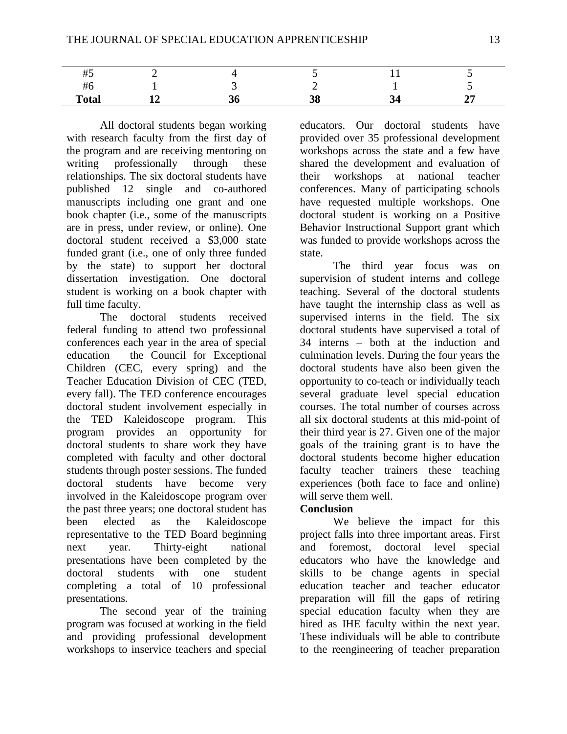| | | | | | |
|---|---|---|---|---|---|
| #5 | 2 | 4 | 5 | 11 | 5 |
| #6 | 1 | 3 | 2 | 1 | 5 |
| **Total** | **12** | **36** | **38** | **34** | **27** |

All doctoral students began working with research faculty from the first day of the program and are receiving mentoring on writing professionally through these relationships. The six doctoral students have published 12 single and co-authored manuscripts including one grant and one book chapter (i.e., some of the manuscripts are in press, under review, or online). One doctoral student received a $3,000 state funded grant (i.e., one of only three funded by the state) to support her doctoral dissertation investigation. One doctoral student is working on a book chapter with full time faculty.

The doctoral students received federal funding to attend two professional conferences each year in the area of special education – the Council for Exceptional Children (CEC, every spring) and the Teacher Education Division of CEC (TED, every fall). The TED conference encourages doctoral student involvement especially in the TED Kaleidoscope program. This program provides an opportunity for doctoral students to share work they have completed with faculty and other doctoral students through poster sessions. The funded doctoral students have become very involved in the Kaleidoscope program over the past three years; one doctoral student has been elected as the Kaleidoscope representative to the TED Board beginning next year. Thirty-eight national presentations have been completed by the doctoral students with one student completing a total of 10 professional presentations.

The second year of the training program was focused at working in the field and providing professional development workshops to inservice teachers and special educators. Our doctoral students have provided over 35 professional development workshops across the state and a few have shared the development and evaluation of their workshops at national teacher conferences. Many of participating schools have requested multiple workshops. One doctoral student is working on a Positive Behavior Instructional Support grant which was funded to provide workshops across the state.

The third year focus was on supervision of student interns and college teaching. Several of the doctoral students have taught the internship class as well as supervised interns in the field. The six doctoral students have supervised a total of 34 interns – both at the induction and culmination levels. During the four years the doctoral students have also been given the opportunity to co-teach or individually teach several graduate level special education courses. The total number of courses across all six doctoral students at this mid-point of their third year is 27. Given one of the major goals of the training grant is to have the doctoral students become higher education faculty teacher trainers these teaching experiences (both face to face and online) will serve them well.

**Conclusion**

We believe the impact for this project falls into three important areas. First and foremost, doctoral level special educators who have the knowledge and skills to be change agents in special education teacher and teacher educator preparation will fill the gaps of retiring special education faculty when they are hired as IHE faculty within the next year. These individuals will be able to contribute to the reengineering of teacher preparation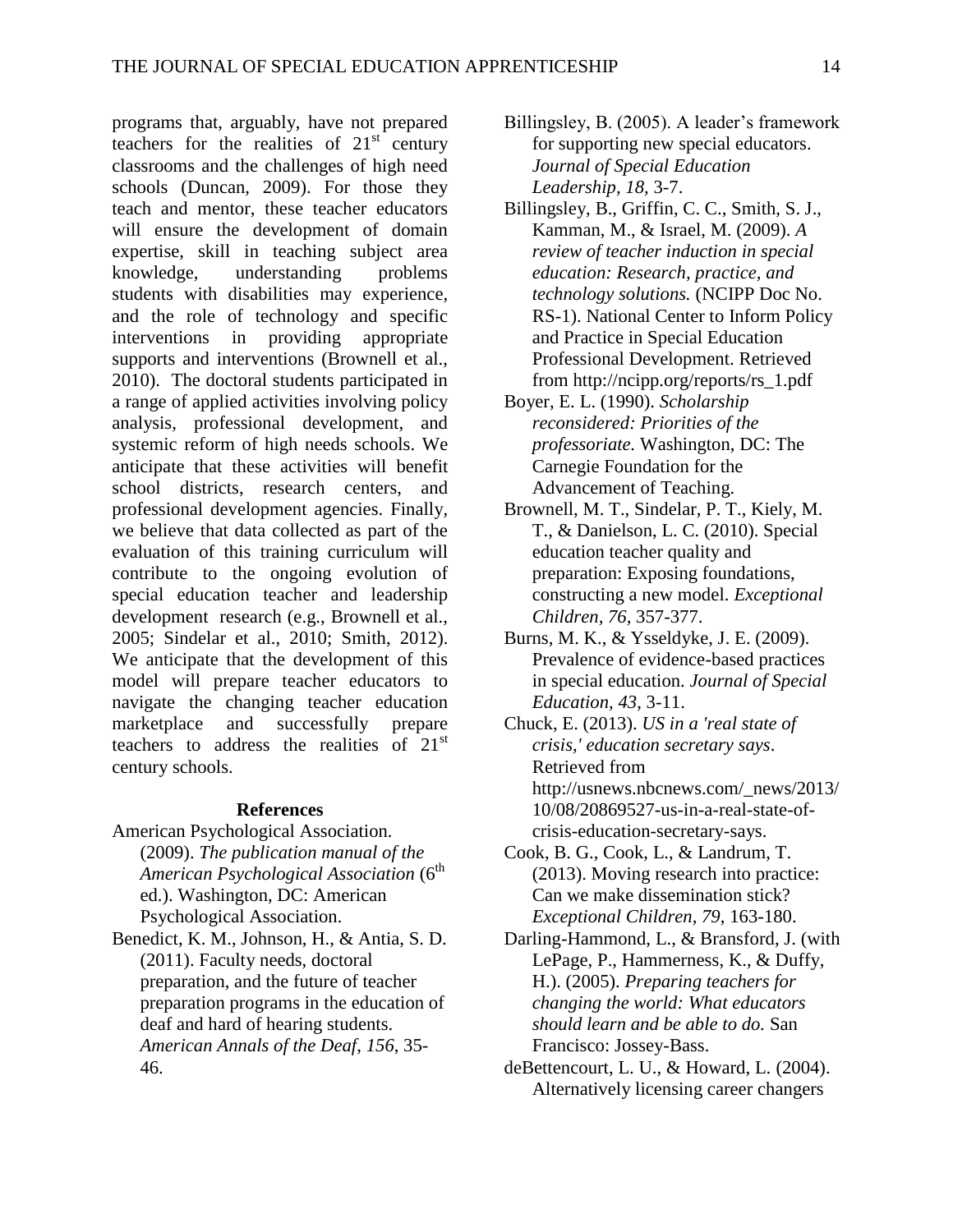programs that, arguably, have not prepared teachers for the realities of 21st century classrooms and the challenges of high need schools (Duncan, 2009). For those they teach and mentor, these teacher educators will ensure the development of domain expertise, skill in teaching subject area knowledge, understanding problems students with disabilities may experience, and the role of technology and specific interventions in providing appropriate supports and interventions (Brownell et al., 2010). The doctoral students participated in a range of applied activities involving policy analysis, professional development, and systemic reform of high needs schools. We anticipate that these activities will benefit school districts, research centers, and professional development agencies. Finally, we believe that data collected as part of the evaluation of this training curriculum will contribute to the ongoing evolution of special education teacher and leadership development research (e.g., Brownell et al., 2005; Sindelar et al., 2010; Smith, 2012). We anticipate that the development of this model will prepare teacher educators to navigate the changing teacher education marketplace and successfully prepare teachers to address the realities of 21st century schools.

## References

American Psychological Association. (2009). *The publication manual of the American Psychological Association* (6th ed.). Washington, DC: American Psychological Association.

Benedict, K. M., Johnson, H., & Antia, S. D. (2011). Faculty needs, doctoral preparation, and the future of teacher preparation programs in the education of deaf and hard of hearing students. *American Annals of the Deaf, 156*, 35-46.

Billingsley, B. (2005). A leader's framework for supporting new special educators. *Journal of Special Education Leadership, 18*, 3-7.

Billingsley, B., Griffin, C. C., Smith, S. J., Kamman, M., & Israel, M. (2009). *A review of teacher induction in special education: Research, practice, and technology solutions.* (NCIPP Doc No. RS-1). National Center to Inform Policy and Practice in Special Education Professional Development. Retrieved from http://ncipp.org/reports/rs_1.pdf

Boyer, E. L. (1990). *Scholarship reconsidered: Priorities of the professoriate.* Washington, DC: The Carnegie Foundation for the Advancement of Teaching.

Brownell, M. T., Sindelar, P. T., Kiely, M. T., & Danielson, L. C. (2010). Special education teacher quality and preparation: Exposing foundations, constructing a new model. *Exceptional Children, 76*, 357-377.

Burns, M. K., & Ysseldyke, J. E. (2009). Prevalence of evidence-based practices in special education. *Journal of Special Education, 43*, 3-11.

Chuck, E. (2013). *US in a 'real state of crisis,' education secretary says*. Retrieved from http://usnews.nbcnews.com/_news/2013/10/08/20869527-us-in-a-real-state-of-crisis-education-secretary-says.

Cook, B. G., Cook, L., & Landrum, T. (2013). Moving research into practice: Can we make dissemination stick? *Exceptional Children, 79*, 163-180.

Darling-Hammond, L., & Bransford, J. (with LePage, P., Hammerness, K., & Duffy, H.). (2005). *Preparing teachers for changing the world: What educators should learn and be able to do.* San Francisco: Jossey-Bass.

deBettencourt, L. U., & Howard, L. (2004). Alternatively licensing career changers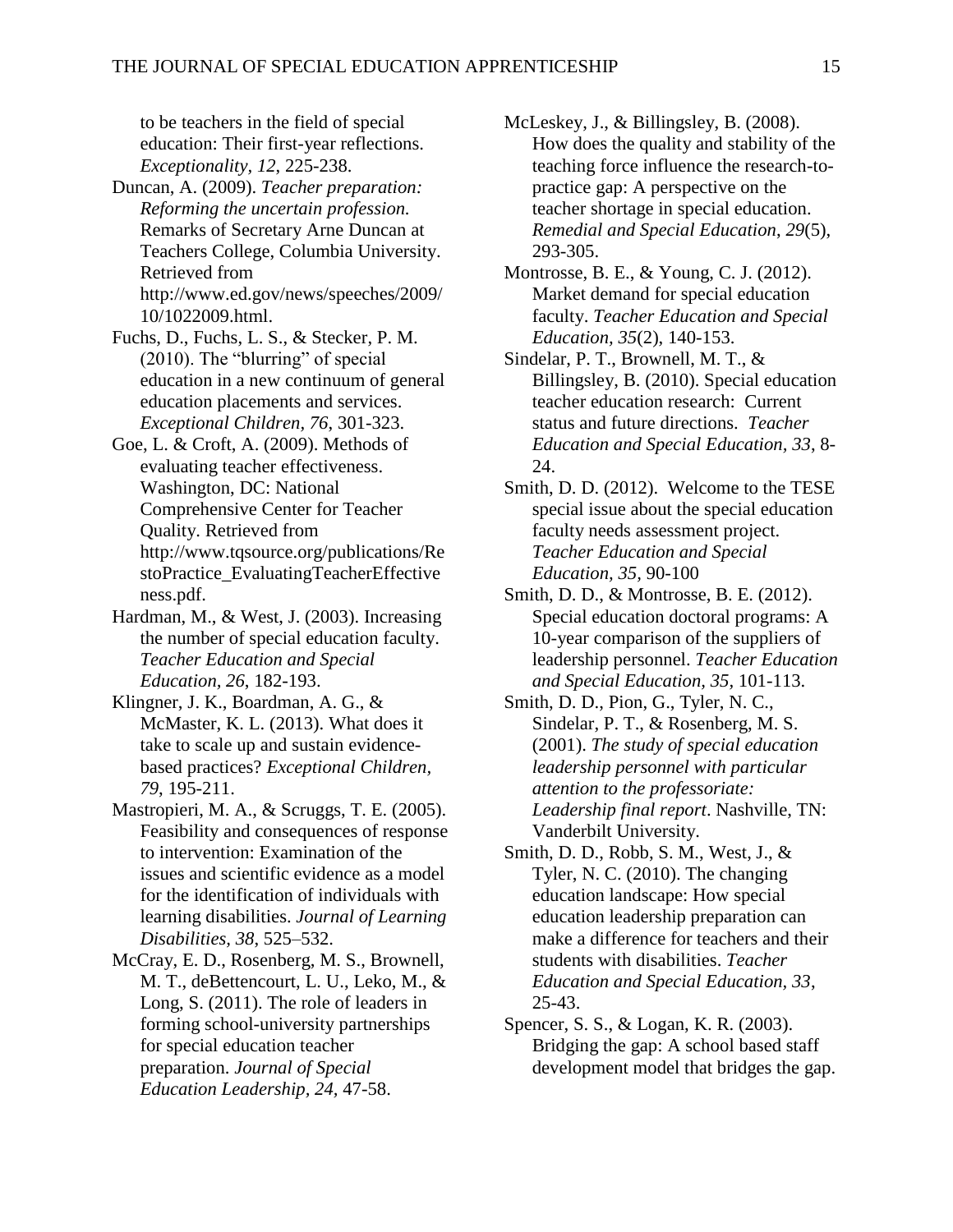to be teachers in the field of special education: Their first-year reflections. *Exceptionality, 12*, 225-238.

Duncan, A. (2009). *Teacher preparation: Reforming the uncertain profession.* Remarks of Secretary Arne Duncan at Teachers College, Columbia University. Retrieved from http://www.ed.gov/news/speeches/2009/10/1022009.html.

Fuchs, D., Fuchs, L. S., & Stecker, P. M. (2010). The "blurring" of special education in a new continuum of general education placements and services. *Exceptional Children, 76*, 301-323.

Goe, L. & Croft, A. (2009). Methods of evaluating teacher effectiveness. Washington, DC: National Comprehensive Center for Teacher Quality. Retrieved from http://www.tqsource.org/publications/RestoPractice_EvaluatingTeacherEffectiveness.pdf.

Hardman, M., & West, J. (2003). Increasing the number of special education faculty. *Teacher Education and Special Education, 26*, 182-193.

Klingner, J. K., Boardman, A. G., & McMaster, K. L. (2013). What does it take to scale up and sustain evidence-based practices? *Exceptional Children, 79*, 195-211.

Mastropieri, M. A., & Scruggs, T. E. (2005). Feasibility and consequences of response to intervention: Examination of the issues and scientific evidence as a model for the identification of individuals with learning disabilities. *Journal of Learning Disabilities, 38*, 525–532.

McCray, E. D., Rosenberg, M. S., Brownell, M. T., deBettencourt, L. U., Leko, M., & Long, S. (2011). The role of leaders in forming school-university partnerships for special education teacher preparation. *Journal of Special Education Leadership, 24*, 47-58.

McLeskey, J., & Billingsley, B. (2008). How does the quality and stability of the teaching force influence the research-to-practice gap: A perspective on the teacher shortage in special education. *Remedial and Special Education*, *29*(5), 293-305.

Montrosse, B. E., & Young, C. J. (2012). Market demand for special education faculty. *Teacher Education and Special Education*, *35*(2), 140-153.

Sindelar, P. T., Brownell, M. T., & Billingsley, B. (2010). Special education teacher education research: Current status and future directions. *Teacher Education and Special Education, 33*, 8-24.

Smith, D. D. (2012). Welcome to the TESE special issue about the special education faculty needs assessment project. *Teacher Education and Special Education, 35*, 90-100

Smith, D. D., & Montrosse, B. E. (2012). Special education doctoral programs: A 10-year comparison of the suppliers of leadership personnel. *Teacher Education and Special Education, 35*, 101-113.

Smith, D. D., Pion, G., Tyler, N. C., Sindelar, P. T., & Rosenberg, M. S. (2001). *The study of special education leadership personnel with particular attention to the professoriate: Leadership final report*. Nashville, TN: Vanderbilt University.

Smith, D. D., Robb, S. M., West, J., & Tyler, N. C. (2010). The changing education landscape: How special education leadership preparation can make a difference for teachers and their students with disabilities. *Teacher Education and Special Education, 33*, 25-43.

Spencer, S. S., & Logan, K. R. (2003). Bridging the gap: A school based staff development model that bridges the gap.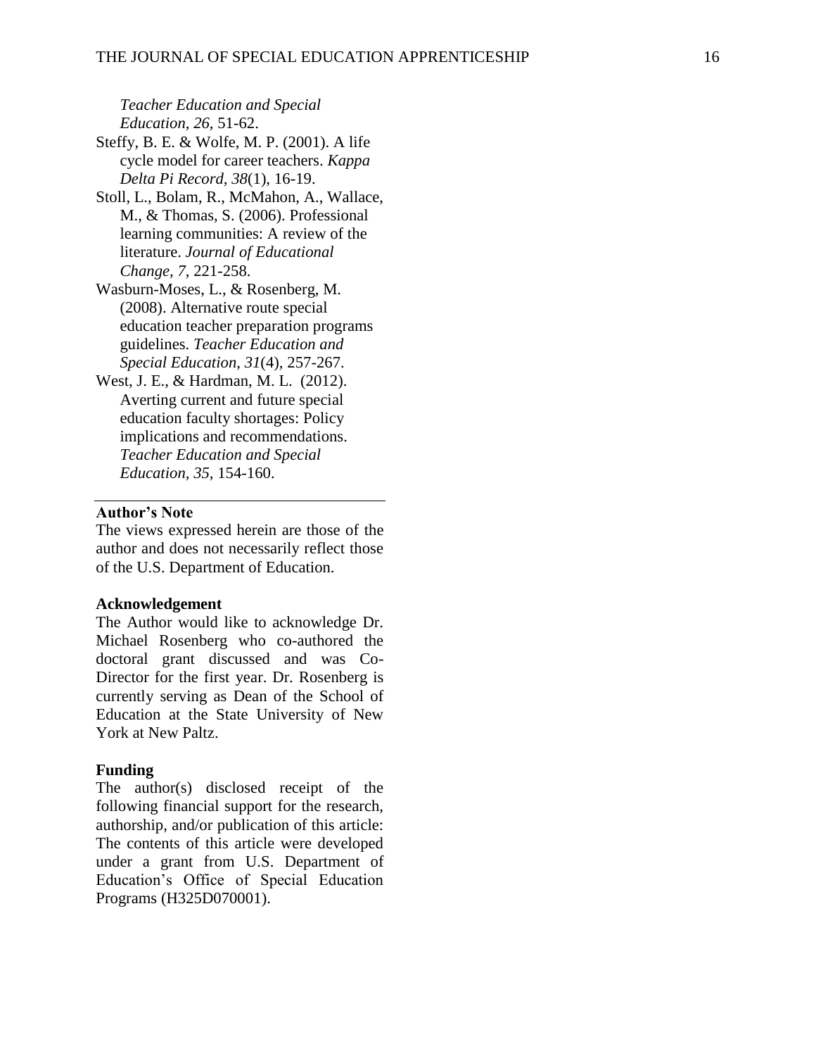*Teacher Education and Special Education, 26*, 51-62.

Steffy, B. E. & Wolfe, M. P. (2001). A life cycle model for career teachers. *Kappa Delta Pi Record, 38*(1), 16-19.

Stoll, L., Bolam, R., McMahon, A., Wallace, M., & Thomas, S. (2006). Professional learning communities: A review of the literature. *Journal of Educational Change, 7*, 221-258.

Wasburn-Moses, L., & Rosenberg, M. (2008). Alternative route special education teacher preparation programs guidelines. *Teacher Education and Special Education*, *31*(4), 257-267.

West, J. E., & Hardman, M. L. (2012). Averting current and future special education faculty shortages: Policy implications and recommendations. *Teacher Education and Special Education, 35*, 154-160.

---

**Author's Note**

The views expressed herein are those of the author and does not necessarily reflect those of the U.S. Department of Education.

**Acknowledgement**

The Author would like to acknowledge Dr. Michael Rosenberg who co-authored the doctoral grant discussed and was Co-Director for the first year. Dr. Rosenberg is currently serving as Dean of the School of Education at the State University of New York at New Paltz.

**Funding**

The author(s) disclosed receipt of the following financial support for the research, authorship, and/or publication of this article: The contents of this article were developed under a grant from U.S. Department of Education's Office of Special Education Programs (H325D070001).